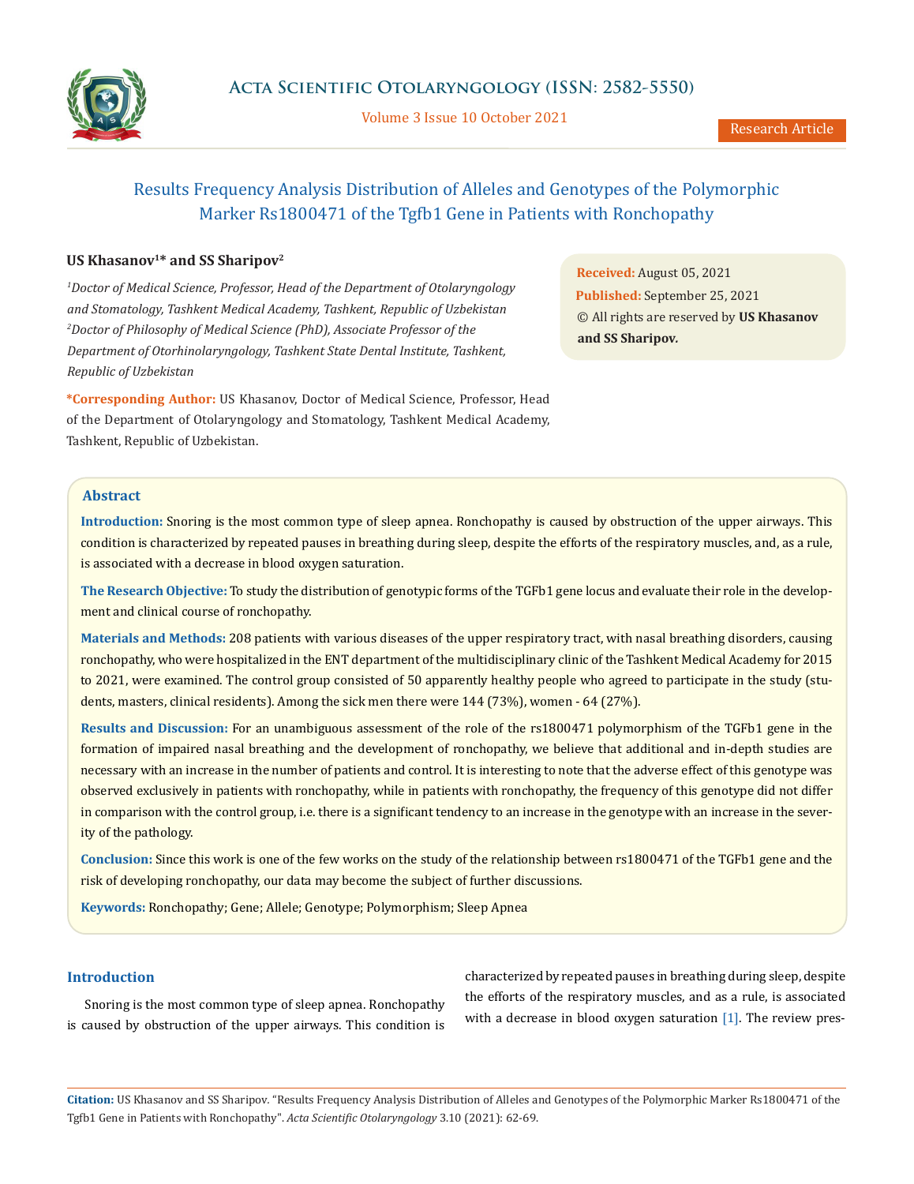# Results Frequency Analysis Distribution of Alleles and Genotypes of the Polymorphic Marker Rs1800471 of the Tgfb1 Gene in Patients with Ronchopathy

**US Khasanov[1]* and SS Sharipov[2]**

*[1]Doctor of Medical Science, Professor, Head of the Department of Otolaryngology and Stomatology, Tashkent Medical Academy, Tashkent, Republic of Uzbekistan*
*[2]Doctor of Philosophy of Medical Science (PhD), Associate Professor of the Department of Otorhinolaryngology, Tashkent State Dental Institute, Tashkent, Republic of Uzbekistan*

***Corresponding Author:** US Khasanov, Doctor of Medical Science, Professor, Head of the Department of Otolaryngology and Stomatology, Tashkent Medical Academy, Tashkent, Republic of Uzbekistan.

**Received:** August 05, 2021
**Published:** September 25, 2021
© All rights are reserved by **US Khasanov and SS Sharipov.**

## Abstract

**Introduction:** Snoring is the most common type of sleep apnea. Ronchopathy is caused by obstruction of the upper airways. This condition is characterized by repeated pauses in breathing during sleep, despite the efforts of the respiratory muscles, and, as a rule, is associated with a decrease in blood oxygen saturation.

**The Research Objective:** To study the distribution of genotypic forms of the TGFb1 gene locus and evaluate their role in the development and clinical course of ronchopathy.

**Materials and Methods:** 208 patients with various diseases of the upper respiratory tract, with nasal breathing disorders, causing ronchopathy, who were hospitalized in the ENT department of the multidisciplinary clinic of the Tashkent Medical Academy for 2015 to 2021, were examined. The control group consisted of 50 apparently healthy people who agreed to participate in the study (students, masters, clinical residents). Among the sick men there were 144 (73%), women - 64 (27%).

**Results and Discussion:** For an unambiguous assessment of the role of the rs1800471 polymorphism of the TGFb1 gene in the formation of impaired nasal breathing and the development of ronchopathy, we believe that additional and in-depth studies are necessary with an increase in the number of patients and control. It is interesting to note that the adverse effect of this genotype was observed exclusively in patients with ronchopathy, while in patients with ronchopathy, the frequency of this genotype did not differ in comparison with the control group, i.e. there is a significant tendency to an increase in the genotype with an increase in the severity of the pathology.

**Conclusion:** Since this work is one of the few works on the study of the relationship between rs1800471 of the TGFb1 gene and the risk of developing ronchopathy, our data may become the subject of further discussions.

**Keywords:** Ronchopathy; Gene; Allele; Genotype; Polymorphism; Sleep Apnea

## Introduction

Snoring is the most common type of sleep apnea. Ronchopathy is caused by obstruction of the upper airways. This condition is characterized by repeated pauses in breathing during sleep, despite the efforts of the respiratory muscles, and as a rule, is associated with a decrease in blood oxygen saturation [1]. The review pres-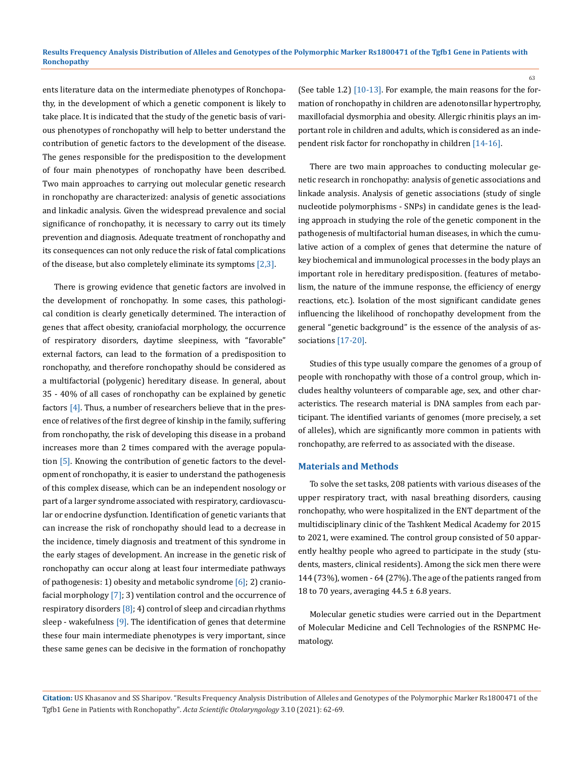ents literature data on the intermediate phenotypes of Ronchopathy, in the development of which a genetic component is likely to take place. It is indicated that the study of the genetic basis of various phenotypes of ronchopathy will help to better understand the contribution of genetic factors to the development of the disease. The genes responsible for the predisposition to the development of four main phenotypes of ronchopathy have been described. Two main approaches to carrying out molecular genetic research in ronchopathy are characterized: analysis of genetic associations and linkadic analysis. Given the widespread prevalence and social significance of ronchopathy, it is necessary to carry out its timely prevention and diagnosis. Adequate treatment of ronchopathy and its consequences can not only reduce the risk of fatal complications of the disease, but also completely eliminate its symptoms [2,3].

There is growing evidence that genetic factors are involved in the development of ronchopathy. In some cases, this pathological condition is clearly genetically determined. The interaction of genes that affect obesity, craniofacial morphology, the occurrence of respiratory disorders, daytime sleepiness, with "favorable" external factors, can lead to the formation of a predisposition to ronchopathy, and therefore ronchopathy should be considered as a multifactorial (polygenic) hereditary disease. In general, about 35 - 40% of all cases of ronchopathy can be explained by genetic factors [4]. Thus, a number of researchers believe that in the presence of relatives of the first degree of kinship in the family, suffering from ronchopathy, the risk of developing this disease in a proband increases more than 2 times compared with the average population [5]. Knowing the contribution of genetic factors to the development of ronchopathy, it is easier to understand the pathogenesis of this complex disease, which can be an independent nosology or part of a larger syndrome associated with respiratory, cardiovascular or endocrine dysfunction. Identification of genetic variants that can increase the risk of ronchopathy should lead to a decrease in the incidence, timely diagnosis and treatment of this syndrome in the early stages of development. An increase in the genetic risk of ronchopathy can occur along at least four intermediate pathways of pathogenesis: 1) obesity and metabolic syndrome [6]; 2) craniofacial morphology [7]; 3) ventilation control and the occurrence of respiratory disorders [8]; 4) control of sleep and circadian rhythms sleep - wakefulness [9]. The identification of genes that determine these four main intermediate phenotypes is very important, since these same genes can be decisive in the formation of ronchopathy (See table 1.2) [10-13]. For example, the main reasons for the formation of ronchopathy in children are adenotonsillar hypertrophy, maxillofacial dysmorphia and obesity. Allergic rhinitis plays an important role in children and adults, which is considered as an independent risk factor for ronchopathy in children [14-16].

There are two main approaches to conducting molecular genetic research in ronchopathy: analysis of genetic associations and linkade analysis. Analysis of genetic associations (study of single nucleotide polymorphisms - SNPs) in candidate genes is the leading approach in studying the role of the genetic component in the pathogenesis of multifactorial human diseases, in which the cumulative action of a complex of genes that determine the nature of key biochemical and immunological processes in the body plays an important role in hereditary predisposition. (features of metabolism, the nature of the immune response, the efficiency of energy reactions, etc.). Isolation of the most significant candidate genes influencing the likelihood of ronchopathy development from the general "genetic background" is the essence of the analysis of associations [17-20].

Studies of this type usually compare the genomes of a group of people with ronchopathy with those of a control group, which includes healthy volunteers of comparable age, sex, and other characteristics. The research material is DNA samples from each participant. The identified variants of genomes (more precisely, a set of alleles), which are significantly more common in patients with ronchopathy, are referred to as associated with the disease.

## Materials and Methods

To solve the set tasks, 208 patients with various diseases of the upper respiratory tract, with nasal breathing disorders, causing ronchopathy, who were hospitalized in the ENT department of the multidisciplinary clinic of the Tashkent Medical Academy for 2015 to 2021, were examined. The control group consisted of 50 apparently healthy people who agreed to participate in the study (students, masters, clinical residents). Among the sick men there were 144 (73%), women - 64 (27%). The age of the patients ranged from 18 to 70 years, averaging 44.5 ± 6.8 years.

Molecular genetic studies were carried out in the Department of Molecular Medicine and Cell Technologies of the RSNPMC Hematology.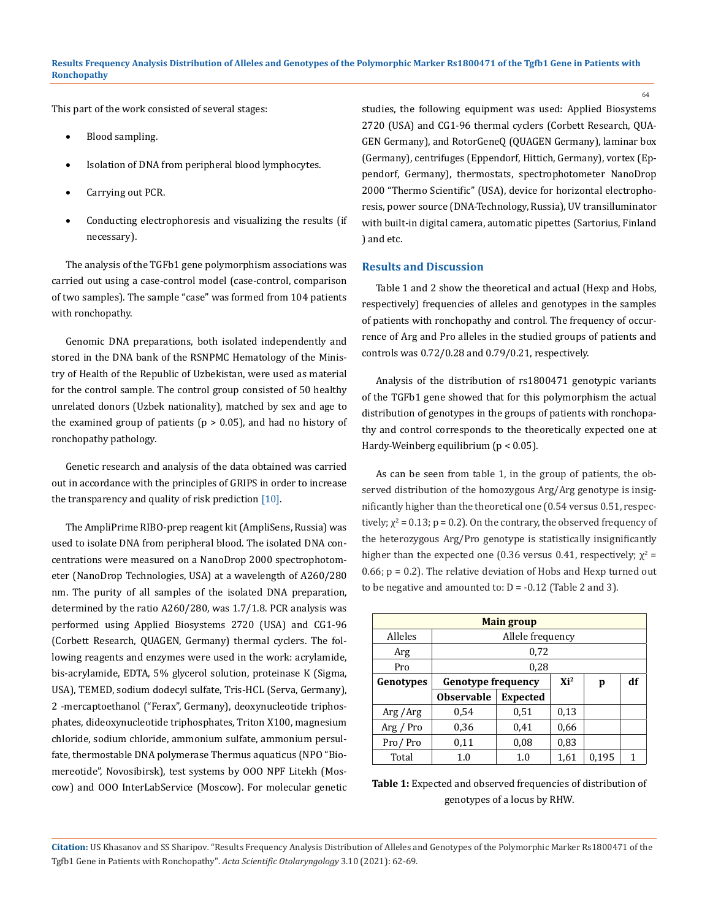This part of the work consisted of several stages:

- Blood sampling.
- Isolation of DNA from peripheral blood lymphocytes.
- Carrying out PCR.
- Conducting electrophoresis and visualizing the results (if necessary).

The analysis of the TGFb1 gene polymorphism associations was carried out using a case-control model (case-control, comparison of two samples). The sample "case" was formed from 104 patients with ronchopathy.

Genomic DNA preparations, both isolated independently and stored in the DNA bank of the RSNPMC Hematology of the Ministry of Health of the Republic of Uzbekistan, were used as material for the control sample. The control group consisted of 50 healthy unrelated donors (Uzbek nationality), matched by sex and age to the examined group of patients ($p > 0.05$), and had no history of ronchopathy pathology.

Genetic research and analysis of the data obtained was carried out in accordance with the principles of GRIPS in order to increase the transparency and quality of risk prediction [10].

The AmpliPrime RIBO-prep reagent kit (AmpliSens, Russia) was used to isolate DNA from peripheral blood. The isolated DNA concentrations were measured on a NanoDrop 2000 spectrophotometer (NanoDrop Technologies, USA) at a wavelength of A260/280 nm. The purity of all samples of the isolated DNA preparation, determined by the ratio A260/280, was 1.7/1.8. PCR analysis was performed using Applied Biosystems 2720 (USA) and CG1-96 (Corbett Research, QUAGEN, Germany) thermal cyclers. The following reagents and enzymes were used in the work: acrylamide, bis-acrylamide, EDTA, 5% glycerol solution, proteinase K (Sigma, USA), TEMED, sodium dodecyl sulfate, Tris-HCL (Serva, Germany), 2 -mercaptoethanol ("Ferax", Germany), deoxynucleotide triphosphates, dideoxynucleotide triphosphates, Triton X100, magnesium chloride, sodium chloride, ammonium sulfate, ammonium persulfate, thermostable DNA polymerase Thermus aquaticus (NPO "Biomereotide", Novosibirsk), test systems by OOO NPF Litekh (Moscow) and OOO InterLabService (Moscow). For molecular genetic studies, the following equipment was used: Applied Biosystems 2720 (USA) and CG1-96 thermal cyclers (Corbett Research, QUAGEN Germany), and RotorGeneQ (QUAGEN Germany), laminar box (Germany), centrifuges (Eppendorf, Hittich, Germany), vortex (Eppendorf, Germany), thermostats, spectrophotometer NanoDrop 2000 "Thermo Scientific" (USA), device for horizontal electrophoresis, power source (DNA-Technology, Russia), UV transilluminator with built-in digital camera, automatic pipettes (Sartorius, Finland ) and etc.

## Results and Discussion

Table 1 and 2 show the theoretical and actual (Hexp and Hobs, respectively) frequencies of alleles and genotypes in the samples of patients with ronchopathy and control. The frequency of occurrence of Arg and Pro alleles in the studied groups of patients and controls was 0.72/0.28 and 0.79/0.21, respectively.

Analysis of the distribution of rs1800471 genotypic variants of the TGFb1 gene showed that for this polymorphism the actual distribution of genotypes in the groups of patients with ronchopathy and control corresponds to the theoretically expected one at Hardy-Weinberg equilibrium ($p < 0.05$).

As can be seen from table 1, in the group of patients, the observed distribution of the homozygous Arg/Arg genotype is insignificantly higher than the theoretical one (0.54 versus 0.51, respectively; $\chi^2 = 0.13$; $p = 0.2$). On the contrary, the observed frequency of the heterozygous Arg/Pro genotype is statistically insignificantly higher than the expected one (0.36 versus 0.41, respectively; $\chi^2 = 0.66$; $p = 0.2$). The relative deviation of Hobs and Hexp turned out to be negative and amounted to: D = -0.12 (Table 2 and 3).

| Main group | | | | | |
|---|---|---|---|---|---|
| Alleles | Allele frequency | | | | |
| Arg | 0,72 | | | | |
| Pro | 0,28 | | | | |
| **Genotypes** | **Genotype frequency** | | **Xi²** | **p** | **df** |
| | **Observable** | **Expected** | | | |
| Arg /Arg | 0,54 | 0,51 | 0,13 | | |
| Arg / Pro | 0,36 | 0,41 | 0,66 | | |
| Pro/ Pro | 0,11 | 0,08 | 0,83 | | |
| Total | 1.0 | 1.0 | 1,61 | 0,195 | 1 |

**Table 1:** Expected and observed frequencies of distribution of genotypes of a locus by RHW.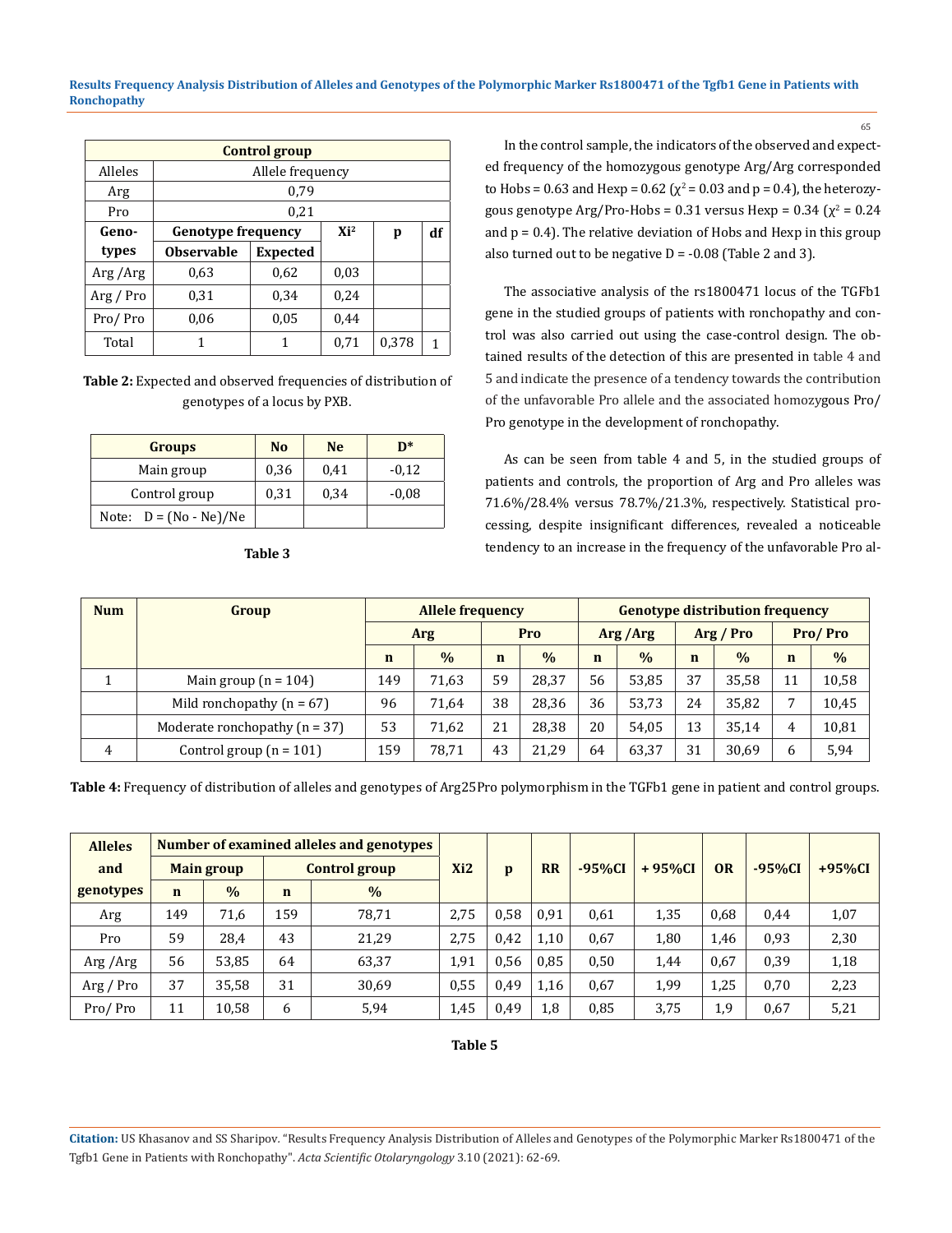| Control group | | | | | |
|---|---|---|---|---|---|
| Alleles | Allele frequency | | | | |
| Arg | 0,79 | | | | |
| Pro | 0,21 | | | | |
| Genotypes | Genotype frequency | | $Xi^2$ | p | df |
| | Observable | Expected | | | |
| Arg /Arg | 0,63 | 0,62 | 0,03 | | |
| Arg / Pro | 0,31 | 0,34 | 0,24 | | |
| Pro/ Pro | 0,06 | 0,05 | 0,44 | | |
| Total | 1 | 1 | 0,71 | 0,378 | 1 |

**Table 2:** Expected and observed frequencies of distribution of genotypes of a locus by PXB.

| Groups | No | Ne | D* |
|---|---|---|---|
| Main group | 0,36 | 0,41 | -0,12 |
| Control group | 0,31 | 0,34 | -0,08 |
| Note: D = (No - Ne)/Ne | | | |

**Table 3**

In the control sample, the indicators of the observed and expected frequency of the homozygous genotype Arg/Arg corresponded to Hobs = 0.63 and Hexp = 0.62 ($\chi^2 = 0.03$ and p = 0.4), the heterozygous genotype Arg/Pro-Hobs = 0.31 versus Hexp = 0.34 ($\chi^2 = 0.24$ and p = 0.4). The relative deviation of Hobs and Hexp in this group also turned out to be negative D = -0.08 (Table 2 and 3).

The associative analysis of the rs1800471 locus of the TGFb1 gene in the studied groups of patients with ronchopathy and control was also carried out using the case-control design. The obtained results of the detection of this are presented in table 4 and 5 and indicate the presence of a tendency towards the contribution of the unfavorable Pro allele and the associated homozygous Pro/Pro genotype in the development of ronchopathy.

As can be seen from table 4 and 5, in the studied groups of patients and controls, the proportion of Arg and Pro alleles was 71.6%/28.4% versus 78.7%/21.3%, respectively. Statistical processing, despite insignificant differences, revealed a noticeable tendency to an increase in the frequency of the unfavorable Pro al-

| Num | Group | Allele frequency | | | | Genotype distribution frequency | | | | | |
|---|---|---|---|---|---|---|---|---|---|---|---|
| | | Arg | | Pro | | Arg /Arg | | Arg / Pro | | Pro/ Pro | |
| | | n | % | n | % | n | % | n | % | n | % |
| 1 | Main group (n = 104) | 149 | 71,63 | 59 | 28,37 | 56 | 53,85 | 37 | 35,58 | 11 | 10,58 |
| | Mild ronchopathy (n = 67) | 96 | 71,64 | 38 | 28,36 | 36 | 53,73 | 24 | 35,82 | 7 | 10,45 |
| | Moderate ronchopathy (n = 37) | 53 | 71,62 | 21 | 28,38 | 20 | 54,05 | 13 | 35,14 | 4 | 10,81 |
| 4 | Control group (n = 101) | 159 | 78,71 | 43 | 21,29 | 64 | 63,37 | 31 | 30,69 | 6 | 5,94 |

**Table 4:** Frequency of distribution of alleles and genotypes of Arg25Pro polymorphism in the TGFb1 gene in patient and control groups.

| Alleles and genotypes | Number of examined alleles and genotypes | | | | Xi2 | p | RR | -95%CI | + 95%CI | OR | -95%CI | +95%CI |
|---|---|---|---|---|---|---|---|---|---|---|---|---|
| | Main group | | Control group | | | | | | | | | |
| | n | % | n | % | | | | | | | | |
| Arg | 149 | 71,6 | 159 | 78,71 | 2,75 | 0,58 | 0,91 | 0,61 | 1,35 | 0,68 | 0,44 | 1,07 |
| Pro | 59 | 28,4 | 43 | 21,29 | 2,75 | 0,42 | 1,10 | 0,67 | 1,80 | 1,46 | 0,93 | 2,30 |
| Arg /Arg | 56 | 53,85 | 64 | 63,37 | 1,91 | 0,56 | 0,85 | 0,50 | 1,44 | 0,67 | 0,39 | 1,18 |
| Arg / Pro | 37 | 35,58 | 31 | 30,69 | 0,55 | 0,49 | 1,16 | 0,67 | 1,99 | 1,25 | 0,70 | 2,23 |
| Pro/ Pro | 11 | 10,58 | 6 | 5,94 | 1,45 | 0,49 | 1,8 | 0,85 | 3,75 | 1,9 | 0,67 | 5,21 |

**Table 5**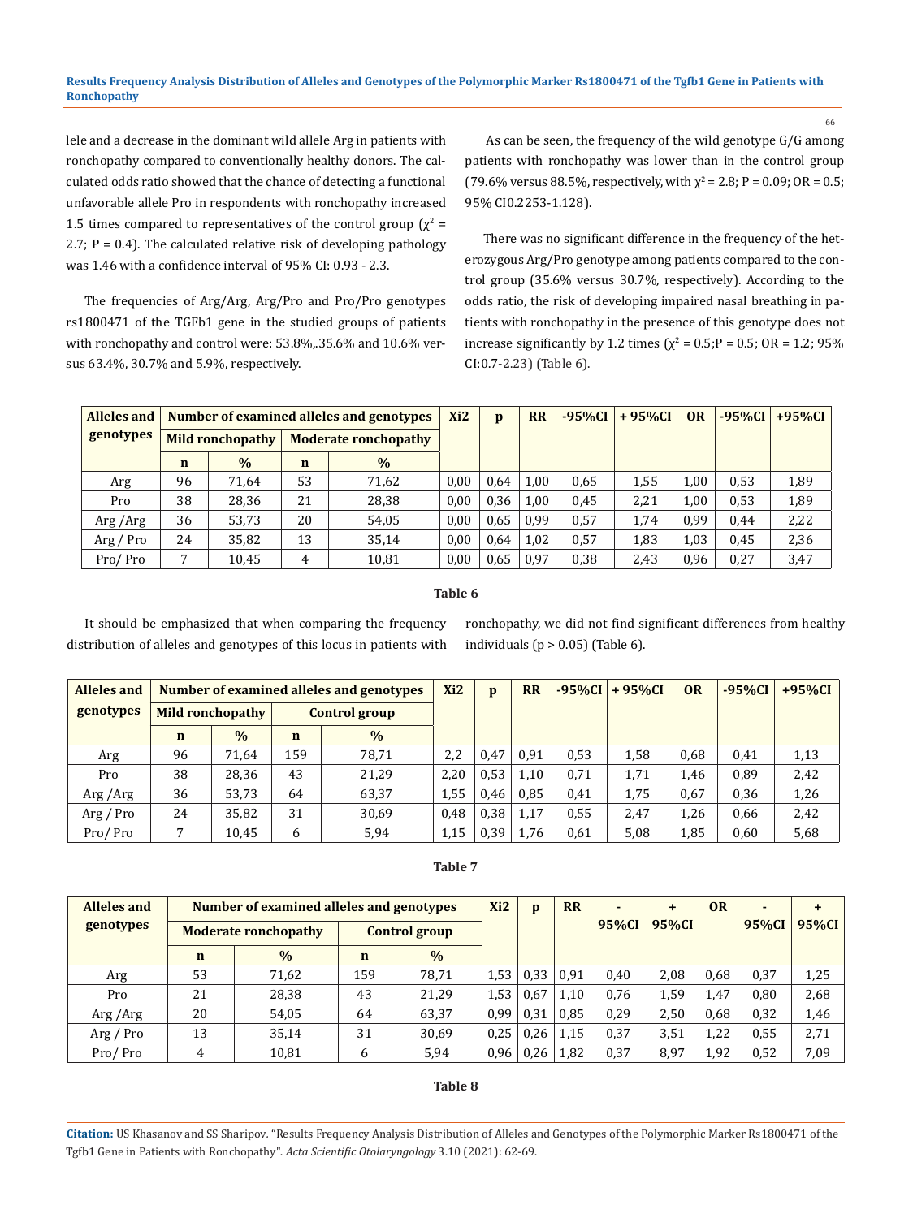lele and a decrease in the dominant wild allele Arg in patients with ronchopathy compared to conventionally healthy donors. The calculated odds ratio showed that the chance of detecting a functional unfavorable allele Pro in respondents with ronchopathy increased 1.5 times compared to representatives of the control group ($\chi^2$ = 2.7; P = 0.4). The calculated relative risk of developing pathology was 1.46 with a confidence interval of 95% CI: 0.93 - 2.3.

The frequencies of Arg/Arg, Arg/Pro and Pro/Pro genotypes rs1800471 of the TGFb1 gene in the studied groups of patients with ronchopathy and control were: 53.8%,.35.6% and 10.6% versus 63.4%, 30.7% and 5.9%, respectively.

As can be seen, the frequency of the wild genotype G/G among patients with ronchopathy was lower than in the control group (79.6% versus 88.5%, respectively, with $\chi^2$ = 2.8; P = 0.09; OR = 0.5; 95% CI0.2253-1.128).

There was no significant difference in the frequency of the heterozygous Arg/Pro genotype among patients compared to the control group (35.6% versus 30.7%, respectively). According to the odds ratio, the risk of developing impaired nasal breathing in patients with ronchopathy in the presence of this genotype does not increase significantly by 1.2 times ($\chi^2$ = 0.5;P = 0.5; OR = 1.2; 95% CI:0.7-2.23) (Table 6).

| Alleles and genotypes | Number of examined alleles and genotypes | | | | Xi2 | p | RR | -95%CI | + 95%CI | OR | -95%CI | +95%CI |
|---|---|---|---|---|---|---|---|---|---|---|---|---|
| | Mild ronchopathy | | Moderate ronchopathy | | | | | | | | | |
| | n | % | n | % | | | | | | | | |
| Arg | 96 | 71,64 | 53 | 71,62 | 0,00 | 0,64 | 1,00 | 0,65 | 1,55 | 1,00 | 0,53 | 1,89 |
| Pro | 38 | 28,36 | 21 | 28,38 | 0,00 | 0,36 | 1,00 | 0,45 | 2,21 | 1,00 | 0,53 | 1,89 |
| Arg /Arg | 36 | 53,73 | 20 | 54,05 | 0,00 | 0,65 | 0,99 | 0,57 | 1,74 | 0,99 | 0,44 | 2,22 |
| Arg / Pro | 24 | 35,82 | 13 | 35,14 | 0,00 | 0,64 | 1,02 | 0,57 | 1,83 | 1,03 | 0,45 | 2,36 |
| Pro/ Pro | 7 | 10,45 | 4 | 10,81 | 0,00 | 0,65 | 0,97 | 0,38 | 2,43 | 0,96 | 0,27 | 3,47 |

**Table 6**

It should be emphasized that when comparing the frequency distribution of alleles and genotypes of this locus in patients with ronchopathy, we did not find significant differences from healthy individuals (p > 0.05) (Table 6).

| Alleles and genotypes | Number of examined alleles and genotypes | | | | Xi2 | p | RR | -95%CI | + 95%CI | OR | -95%CI | +95%CI |
|---|---|---|---|---|---|---|---|---|---|---|---|---|
| | Mild ronchopathy | | Control group | | | | | | | | | |
| | n | % | n | % | | | | | | | | |
| Arg | 96 | 71,64 | 159 | 78,71 | 2,2 | 0,47 | 0,91 | 0,53 | 1,58 | 0,68 | 0,41 | 1,13 |
| Pro | 38 | 28,36 | 43 | 21,29 | 2,20 | 0,53 | 1,10 | 0,71 | 1,71 | 1,46 | 0,89 | 2,42 |
| Arg /Arg | 36 | 53,73 | 64 | 63,37 | 1,55 | 0,46 | 0,85 | 0,41 | 1,75 | 0,67 | 0,36 | 1,26 |
| Arg / Pro | 24 | 35,82 | 31 | 30,69 | 0,48 | 0,38 | 1,17 | 0,55 | 2,47 | 1,26 | 0,66 | 2,42 |
| Pro/ Pro | 7 | 10,45 | 6 | 5,94 | 1,15 | 0,39 | 1,76 | 0,61 | 5,08 | 1,85 | 0,60 | 5,68 |

**Table 7**

| Alleles and genotypes | Number of examined alleles and genotypes | | | | Xi2 | p | RR | - 95%CI | + 95%CI | OR | - 95%CI | + 95%CI |
|---|---|---|---|---|---|---|---|---|---|---|---|---|
| | Moderate ronchopathy | | Control group | | | | | | | | | |
| | n | % | n | % | | | | | | | | |
| Arg | 53 | 71,62 | 159 | 78,71 | 1,53 | 0,33 | 0,91 | 0,40 | 2,08 | 0,68 | 0,37 | 1,25 |
| Pro | 21 | 28,38 | 43 | 21,29 | 1,53 | 0,67 | 1,10 | 0,76 | 1,59 | 1,47 | 0,80 | 2,68 |
| Arg /Arg | 20 | 54,05 | 64 | 63,37 | 0,99 | 0,31 | 0,85 | 0,29 | 2,50 | 0,68 | 0,32 | 1,46 |
| Arg / Pro | 13 | 35,14 | 31 | 30,69 | 0,25 | 0,26 | 1,15 | 0,37 | 3,51 | 1,22 | 0,55 | 2,71 |
| Pro/ Pro | 4 | 10,81 | 6 | 5,94 | 0,96 | 0,26 | 1,82 | 0,37 | 8,97 | 1,92 | 0,52 | 7,09 |

**Table 8**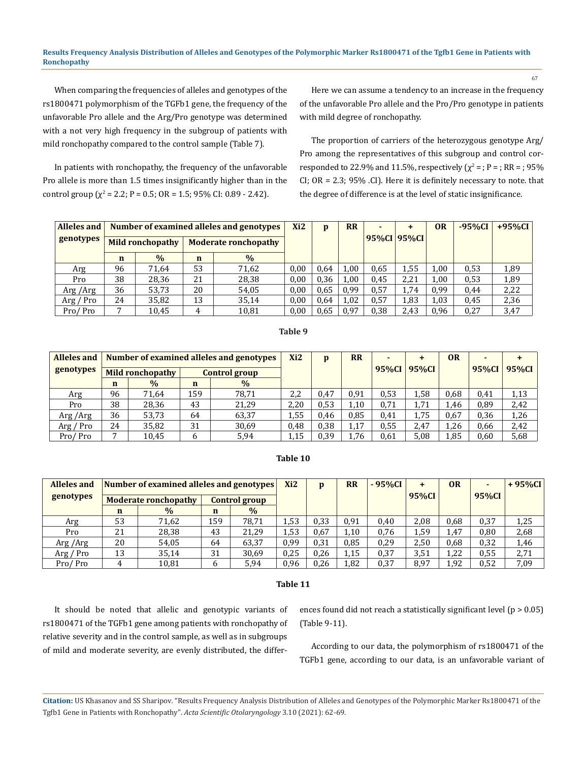When comparing the frequencies of alleles and genotypes of the rs1800471 polymorphism of the TGFb1 gene, the frequency of the unfavorable Pro allele and the Arg/Pro genotype was determined with a not very high frequency in the subgroup of patients with mild ronchopathy compared to the control sample (Table 7).

In patients with ronchopathy, the frequency of the unfavorable Pro allele is more than 1.5 times insignificantly higher than in the control group ($\chi^2$ = 2.2; P = 0.5; OR = 1.5; 95% CI: 0.89 - 2.42).

Here we can assume a tendency to an increase in the frequency of the unfavorable Pro allele and the Pro/Pro genotype in patients with mild degree of ronchopathy.

The proportion of carriers of the heterozygous genotype Arg/Pro among the representatives of this subgroup and control corresponded to 22.9% and 11.5%, respectively ($\chi^2$ = ; P = ; RR = ; 95% CI; OR = 2.3; 95% .CI). Here it is definitely necessary to note. that the degree of difference is at the level of static insignificance.

| Alleles and genotypes | Number of examined alleles and genotypes | | | | Xi2 | p | RR | -95%CI | +95%CI | OR | -95%CI | +95%CI |
|---|---|---|---|---|---|---|---|---|---|---|---|---|
| | Mild ronchopathy | | Moderate ronchopathy | | | | | | | | | |
| | n | % | n | % | | | | | | | | |
| Arg | 96 | 71,64 | 53 | 71,62 | 0,00 | 0,64 | 1,00 | 0,65 | 1,55 | 1,00 | 0,53 | 1,89 |
| Pro | 38 | 28,36 | 21 | 28,38 | 0,00 | 0,36 | 1,00 | 0,45 | 2,21 | 1,00 | 0,53 | 1,89 |
| Arg /Arg | 36 | 53,73 | 20 | 54,05 | 0,00 | 0,65 | 0,99 | 0,57 | 1,74 | 0,99 | 0,44 | 2,22 |
| Arg / Pro | 24 | 35,82 | 13 | 35,14 | 0,00 | 0,64 | 1,02 | 0,57 | 1,83 | 1,03 | 0,45 | 2,36 |
| Pro/ Pro | 7 | 10,45 | 4 | 10,81 | 0,00 | 0,65 | 0,97 | 0,38 | 2,43 | 0,96 | 0,27 | 3,47 |

**Table 9**

| Alleles and genotypes | Number of examined alleles and genotypes | | | | Xi2 | p | RR | -95%CI | +95%CI | OR | -95%CI | +95%CI |
|---|---|---|---|---|---|---|---|---|---|---|---|---|
| | Mild ronchopathy | | Control group | | | | | | | | | |
| | n | % | n | % | | | | | | | | |
| Arg | 96 | 71,64 | 159 | 78,71 | 2,2 | 0,47 | 0,91 | 0,53 | 1,58 | 0,68 | 0,41 | 1,13 |
| Pro | 38 | 28,36 | 43 | 21,29 | 2,20 | 0,53 | 1,10 | 0,71 | 1,71 | 1,46 | 0,89 | 2,42 |
| Arg /Arg | 36 | 53,73 | 64 | 63,37 | 1,55 | 0,46 | 0,85 | 0,41 | 1,75 | 0,67 | 0,36 | 1,26 |
| Arg / Pro | 24 | 35,82 | 31 | 30,69 | 0,48 | 0,38 | 1,17 | 0,55 | 2,47 | 1,26 | 0,66 | 2,42 |
| Pro/ Pro | 7 | 10,45 | 6 | 5,94 | 1,15 | 0,39 | 1,76 | 0,61 | 5,08 | 1,85 | 0,60 | 5,68 |

**Table 10**

| Alleles and genotypes | Number of examined alleles and genotypes | | | | Xi2 | p | RR | - 95%CI | + 95%CI | OR | - 95%CI | + 95%CI |
|---|---|---|---|---|---|---|---|---|---|---|---|---|
| | Moderate ronchopathy | | Control group | | | | | | | | | |
| | n | % | n | % | | | | | | | | |
| Arg | 53 | 71,62 | 159 | 78,71 | 1,53 | 0,33 | 0,91 | 0,40 | 2,08 | 0,68 | 0,37 | 1,25 |
| Pro | 21 | 28,38 | 43 | 21,29 | 1,53 | 0,67 | 1,10 | 0,76 | 1,59 | 1,47 | 0,80 | 2,68 |
| Arg /Arg | 20 | 54,05 | 64 | 63,37 | 0,99 | 0,31 | 0,85 | 0,29 | 2,50 | 0,68 | 0,32 | 1,46 |
| Arg / Pro | 13 | 35,14 | 31 | 30,69 | 0,25 | 0,26 | 1,15 | 0,37 | 3,51 | 1,22 | 0,55 | 2,71 |
| Pro/ Pro | 4 | 10,81 | 6 | 5,94 | 0,96 | 0,26 | 1,82 | 0,37 | 8,97 | 1,92 | 0,52 | 7,09 |

**Table 11**

It should be noted that allelic and genotypic variants of rs1800471 of the TGFb1 gene among patients with ronchopathy of relative severity and in the control sample, as well as in subgroups of mild and moderate severity, are evenly distributed, the differences found did not reach a statistically significant level ($p > 0.05$) (Table 9-11).

According to our data, the polymorphism of rs1800471 of the TGFb1 gene, according to our data, is an unfavorable variant of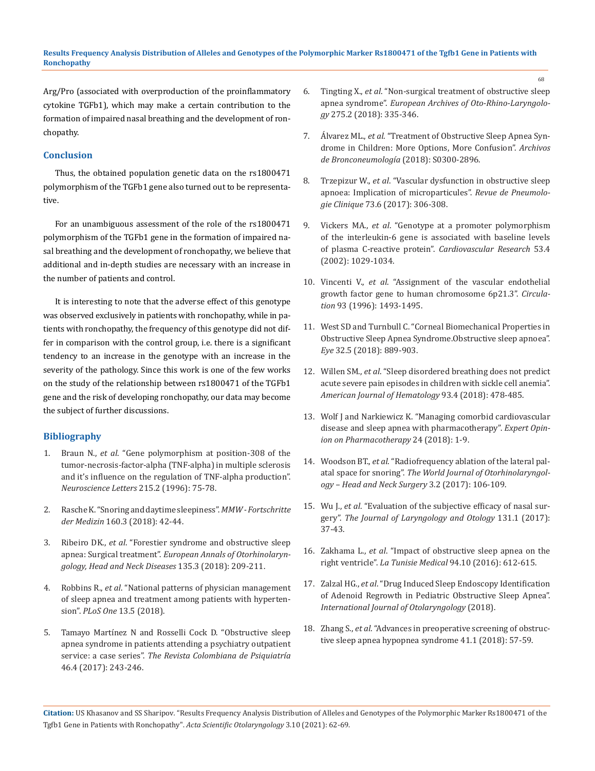Arg/Pro (associated with overproduction of the proinflammatory cytokine TGFb1), which may make a certain contribution to the formation of impaired nasal breathing and the development of ronchopathy.

## Conclusion

Thus, the obtained population genetic data on the rs1800471 polymorphism of the TGFb1 gene also turned out to be representative.

For an unambiguous assessment of the role of the rs1800471 polymorphism of the TGFb1 gene in the formation of impaired nasal breathing and the development of ronchopathy, we believe that additional and in-depth studies are necessary with an increase in the number of patients and control.

It is interesting to note that the adverse effect of this genotype was observed exclusively in patients with ronchopathy, while in patients with ronchopathy, the frequency of this genotype did not differ in comparison with the control group, i.e. there is a significant tendency to an increase in the genotype with an increase in the severity of the pathology. Since this work is one of the few works on the study of the relationship between rs1800471 of the TGFb1 gene and the risk of developing ronchopathy, our data may become the subject of further discussions.

## Bibliography

1. Braun N., *et al*. "Gene polymorphism at position-308 of the tumor-necrosis-factor-alpha (TNF-alpha) in multiple sclerosis and it's influence on the regulation of TNF-alpha production". *Neuroscience Letters* 215.2 (1996): 75-78.
2. Rasche K. "Snoring and daytime sleepiness". *MMW - Fortschritte der Medizin* 160.3 (2018): 42-44.
3. Ribeiro DK., *et al*. "Forestier syndrome and obstructive sleep apnea: Surgical treatment". *European Annals of Otorhinolaryngology, Head and Neck Diseases* 135.3 (2018): 209-211.
4. Robbins R., *et al*. "National patterns of physician management of sleep apnea and treatment among patients with hypertension". *PLoS One* 13.5 (2018).
5. Tamayo Martínez N and Rosselli Cock D. "Obstructive sleep apnea syndrome in patients attending a psychiatry outpatient service: a case series". *The Revista Colombiana de Psiquiatría* 46.4 (2017): 243-246.
6. Tingting X., *et al*. "Non-surgical treatment of obstructive sleep apnea syndrome". *European Archives of Oto-Rhino-Laryngology* 275.2 (2018): 335-346.
7. Álvarez ML., *et al*. "Treatment of Obstructive Sleep Apnea Syndrome in Children: More Options, More Confusion". *Archivos de Bronconeumología* (2018): S0300-2896.
8. Trzepizur W., *et al*. "Vascular dysfunction in obstructive sleep apnoea: Implication of microparticules". *Revue de Pneumologie Clinique* 73.6 (2017): 306-308.
9. Vickers MA., *et al*. "Genotype at a promoter polymorphism of the interleukin-6 gene is associated with baseline levels of plasma C-reactive protein". *Cardiovascular Research* 53.4 (2002): 1029-1034.
10. Vincenti V., *et al*. "Assignment of the vascular endothelial growth factor gene to human chromosome 6p21.3". *Circulation* 93 (1996): 1493-1495.
11. West SD and Turnbull C. "Corneal Biomechanical Properties in Obstructive Sleep Apnea Syndrome.Obstructive sleep apnoea". *Eye* 32.5 (2018): 889-903.
12. Willen SM., *et al*. "Sleep disordered breathing does not predict acute severe pain episodes in children with sickle cell anemia". *American Journal of Hematology* 93.4 (2018): 478-485.
13. Wolf J and Narkiewicz K. "Managing comorbid cardiovascular disease and sleep apnea with pharmacotherapy". *Expert Opinion on Pharmacotherapy* 24 (2018): 1-9.
14. Woodson BT., *et al*. "Radiofrequency ablation of the lateral palatal space for snoring". *The World Journal of Otorhinolaryngology – Head and Neck Surgery* 3.2 (2017): 106-109.
15. Wu J., *et al*. "Evaluation of the subjective efficacy of nasal surgery". *The Journal of Laryngology and Otology* 131.1 (2017): 37-43.
16. Zakhama L., *et al*. "Impact of obstructive sleep apnea on the right ventricle". *La Tunisie Medical* 94.10 (2016): 612-615.
17. Zalzal HG., *et al*. "Drug Induced Sleep Endoscopy Identification of Adenoid Regrowth in Pediatric Obstructive Sleep Apnea". *International Journal of Otolaryngology* (2018).
18. Zhang S., *et al*. "Advances in preoperative screening of obstructive sleep apnea hypopnea syndrome 41.1 (2018): 57-59.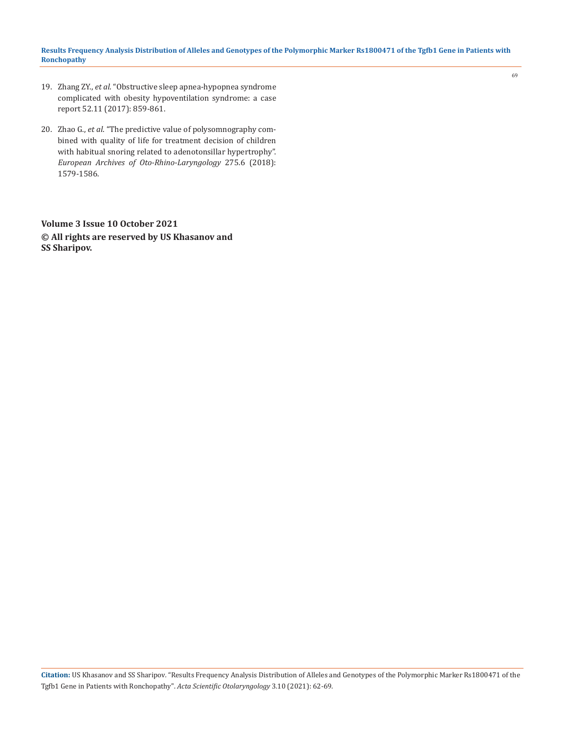19. Zhang ZY., *et al*. "Obstructive sleep apnea-hypopnea syndrome complicated with obesity hypoventilation syndrome: a case report 52.11 (2017): 859-861.

20. Zhao G., *et al*. "The predictive value of polysomnography combined with quality of life for treatment decision of children with habitual snoring related to adenotonsillar hypertrophy". *European Archives of Oto-Rhino-Laryngology* 275.6 (2018): 1579-1586.

**Volume 3 Issue 10 October 2021**
**© All rights are reserved by US Khasanov and SS Sharipov.**